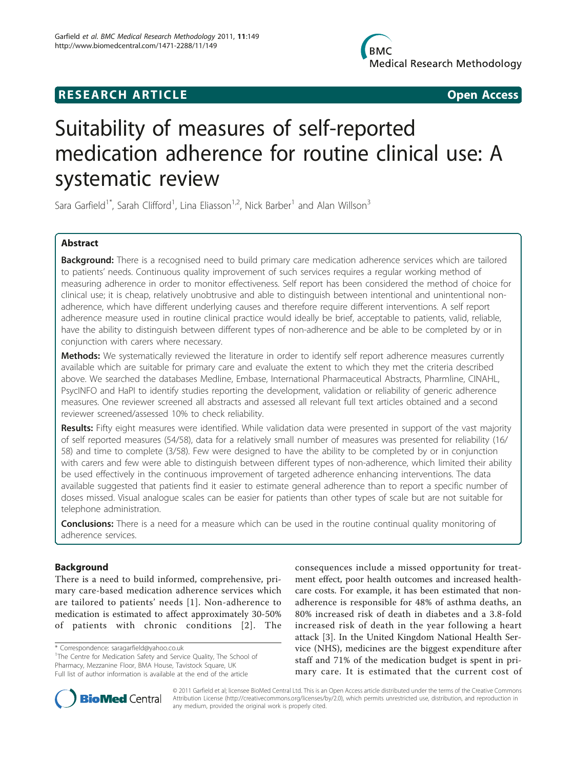RESEARCH ARTICLE Open Access

# Suitability of measures of self-reported medication adherence for routine clinical use: A systematic review

Sara Garfield[1*], Sarah Clifford[1], Lina Eliasson[1,2], Nick Barber[1] and Alan Willson[3]

## Abstract

**Background:** There is a recognised need to build primary care medication adherence services which are tailored to patients' needs. Continuous quality improvement of such services requires a regular working method of measuring adherence in order to monitor effectiveness. Self report has been considered the method of choice for clinical use; it is cheap, relatively unobtrusive and able to distinguish between intentional and unintentional non-adherence, which have different underlying causes and therefore require different interventions. A self report adherence measure used in routine clinical practice would ideally be brief, acceptable to patients, valid, reliable, have the ability to distinguish between different types of non-adherence and be able to be completed by or in conjunction with carers where necessary.

**Methods:** We systematically reviewed the literature in order to identify self report adherence measures currently available which are suitable for primary care and evaluate the extent to which they met the criteria described above. We searched the databases Medline, Embase, International Pharmaceutical Abstracts, Pharmline, CINAHL, PsycINFO and HaPI to identify studies reporting the development, validation or reliability of generic adherence measures. One reviewer screened all abstracts and assessed all relevant full text articles obtained and a second reviewer screened/assessed 10% to check reliability.

**Results:** Fifty eight measures were identified. While validation data were presented in support of the vast majority of self reported measures (54/58), data for a relatively small number of measures was presented for reliability (16/58) and time to complete (3/58). Few were designed to have the ability to be completed by or in conjunction with carers and few were able to distinguish between different types of non-adherence, which limited their ability be used effectively in the continuous improvement of targeted adherence enhancing interventions. The data available suggested that patients find it easier to estimate general adherence than to report a specific number of doses missed. Visual analogue scales can be easier for patients than other types of scale but are not suitable for telephone administration.

**Conclusions:** There is a need for a measure which can be used in the routine continual quality monitoring of adherence services.

## Background

There is a need to build informed, comprehensive, primary care-based medication adherence services which are tailored to patients' needs [1]. Non-adherence to medication is estimated to affect approximately 30-50% of patients with chronic conditions [2]. The consequences include a missed opportunity for treatment effect, poor health outcomes and increased healthcare costs. For example, it has been estimated that non-adherence is responsible for 48% of asthma deaths, an 80% increased risk of death in diabetes and a 3.8-fold increased risk of death in the year following a heart attack [3]. In the United Kingdom National Health Service (NHS), medicines are the biggest expenditure after staff and 71% of the medication budget is spent in primary care. It is estimated that the current cost of

\* Correspondence: saragarfield@yahoo.co.uk

[1]The Centre for Medication Safety and Service Quality, The School of Pharmacy, Mezzanine Floor, BMA House, Tavistock Square, UK

Full list of author information is available at the end of the article

© 2011 Garfield et al; licensee BioMed Central Ltd. This is an Open Access article distributed under the terms of the Creative Commons Attribution License (http://creativecommons.org/licenses/by/2.0), which permits unrestricted use, distribution, and reproduction in any medium, provided the original work is properly cited.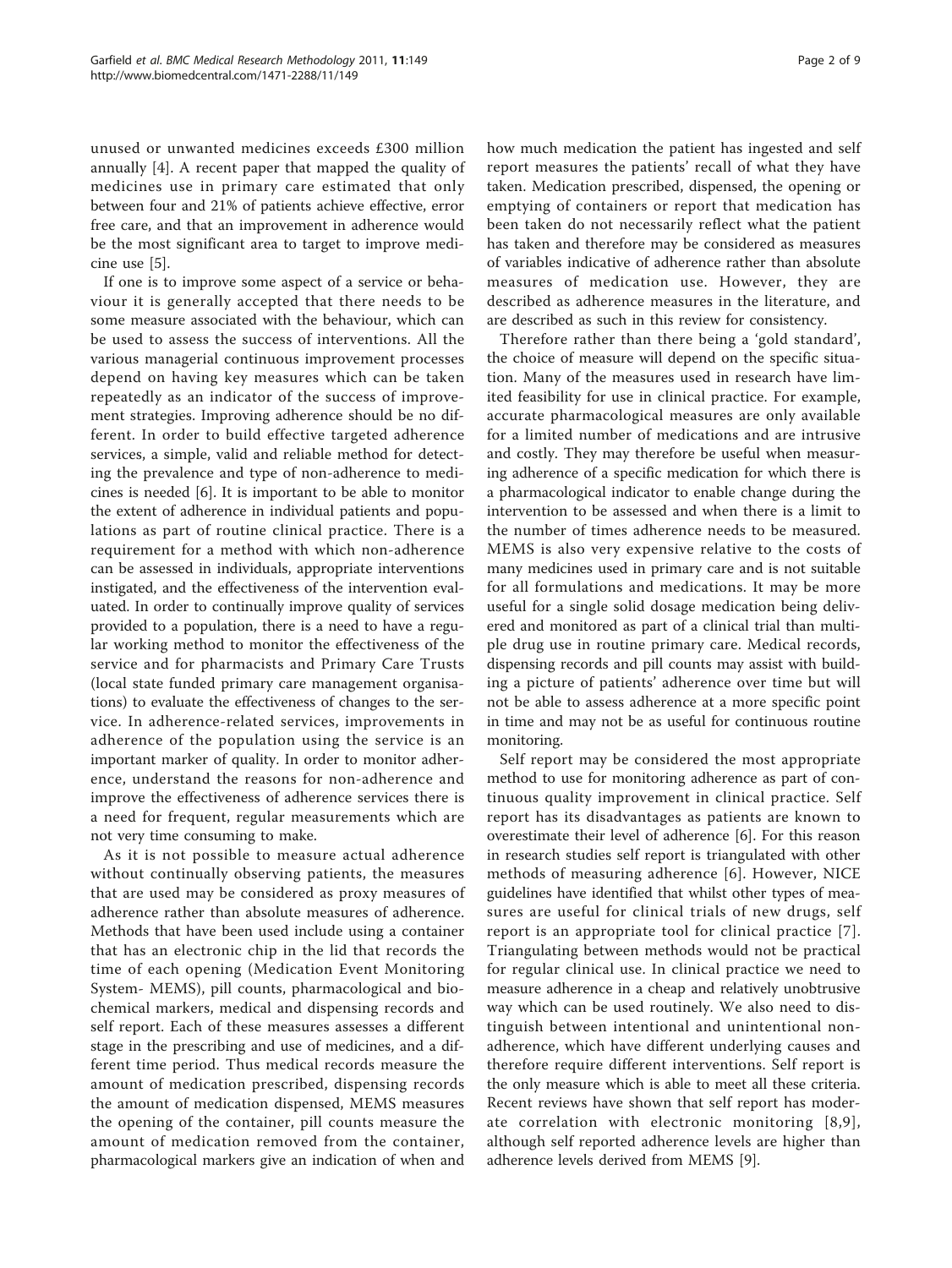unused or unwanted medicines exceeds £300 million annually [4]. A recent paper that mapped the quality of medicines use in primary care estimated that only between four and 21% of patients achieve effective, error free care, and that an improvement in adherence would be the most significant area to target to improve medicine use [5].

If one is to improve some aspect of a service or behaviour it is generally accepted that there needs to be some measure associated with the behaviour, which can be used to assess the success of interventions. All the various managerial continuous improvement processes depend on having key measures which can be taken repeatedly as an indicator of the success of improvement strategies. Improving adherence should be no different. In order to build effective targeted adherence services, a simple, valid and reliable method for detecting the prevalence and type of non-adherence to medicines is needed [6]. It is important to be able to monitor the extent of adherence in individual patients and populations as part of routine clinical practice. There is a requirement for a method with which non-adherence can be assessed in individuals, appropriate interventions instigated, and the effectiveness of the intervention evaluated. In order to continually improve quality of services provided to a population, there is a need to have a regular working method to monitor the effectiveness of the service and for pharmacists and Primary Care Trusts (local state funded primary care management organisations) to evaluate the effectiveness of changes to the service. In adherence-related services, improvements in adherence of the population using the service is an important marker of quality. In order to monitor adherence, understand the reasons for non-adherence and improve the effectiveness of adherence services there is a need for frequent, regular measurements which are not very time consuming to make.

As it is not possible to measure actual adherence without continually observing patients, the measures that are used may be considered as proxy measures of adherence rather than absolute measures of adherence. Methods that have been used include using a container that has an electronic chip in the lid that records the time of each opening (Medication Event Monitoring System- MEMS), pill counts, pharmacological and biochemical markers, medical and dispensing records and self report. Each of these measures assesses a different stage in the prescribing and use of medicines, and a different time period. Thus medical records measure the amount of medication prescribed, dispensing records the amount of medication dispensed, MEMS measures the opening of the container, pill counts measure the amount of medication removed from the container, pharmacological markers give an indication of when and how much medication the patient has ingested and self report measures the patients' recall of what they have taken. Medication prescribed, dispensed, the opening or emptying of containers or report that medication has been taken do not necessarily reflect what the patient has taken and therefore may be considered as measures of variables indicative of adherence rather than absolute measures of medication use. However, they are described as adherence measures in the literature, and are described as such in this review for consistency.

Therefore rather than there being a 'gold standard', the choice of measure will depend on the specific situation. Many of the measures used in research have limited feasibility for use in clinical practice. For example, accurate pharmacological measures are only available for a limited number of medications and are intrusive and costly. They may therefore be useful when measuring adherence of a specific medication for which there is a pharmacological indicator to enable change during the intervention to be assessed and when there is a limit to the number of times adherence needs to be measured. MEMS is also very expensive relative to the costs of many medicines used in primary care and is not suitable for all formulations and medications. It may be more useful for a single solid dosage medication being delivered and monitored as part of a clinical trial than multiple drug use in routine primary care. Medical records, dispensing records and pill counts may assist with building a picture of patients' adherence over time but will not be able to assess adherence at a more specific point in time and may not be as useful for continuous routine monitoring.

Self report may be considered the most appropriate method to use for monitoring adherence as part of continuous quality improvement in clinical practice. Self report has its disadvantages as patients are known to overestimate their level of adherence [6]. For this reason in research studies self report is triangulated with other methods of measuring adherence [6]. However, NICE guidelines have identified that whilst other types of measures are useful for clinical trials of new drugs, self report is an appropriate tool for clinical practice [7]. Triangulating between methods would not be practical for regular clinical use. In clinical practice we need to measure adherence in a cheap and relatively unobtrusive way which can be used routinely. We also need to distinguish between intentional and unintentional non-adherence, which have different underlying causes and therefore require different interventions. Self report is the only measure which is able to meet all these criteria. Recent reviews have shown that self report has moderate correlation with electronic monitoring [8,9], although self reported adherence levels are higher than adherence levels derived from MEMS [9].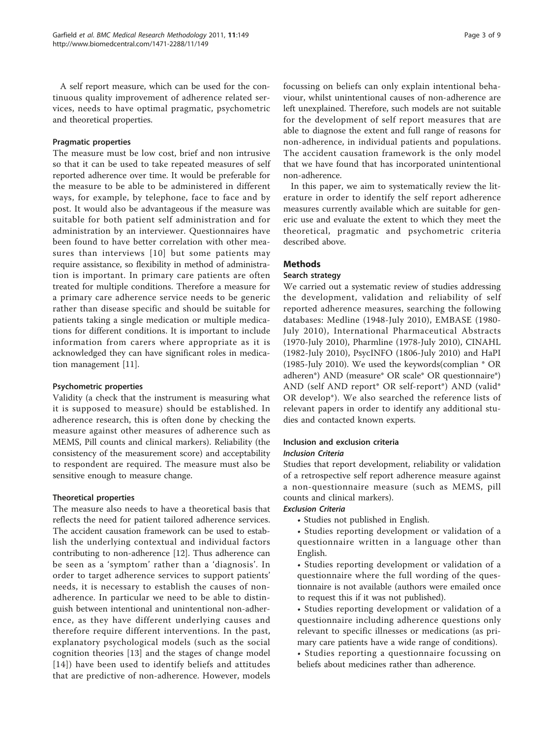A self report measure, which can be used for the continuous quality improvement of adherence related services, needs to have optimal pragmatic, psychometric and theoretical properties.

### Pragmatic properties

The measure must be low cost, brief and non intrusive so that it can be used to take repeated measures of self reported adherence over time. It would be preferable for the measure to be able to be administered in different ways, for example, by telephone, face to face and by post. It would also be advantageous if the measure was suitable for both patient self administration and for administration by an interviewer. Questionnaires have been found to have better correlation with other measures than interviews [10] but some patients may require assistance, so flexibility in method of administration is important. In primary care patients are often treated for multiple conditions. Therefore a measure for a primary care adherence service needs to be generic rather than disease specific and should be suitable for patients taking a single medication or multiple medications for different conditions. It is important to include information from carers where appropriate as it is acknowledged they can have significant roles in medication management [11].

### Psychometric properties

Validity (a check that the instrument is measuring what it is supposed to measure) should be established. In adherence research, this is often done by checking the measure against other measures of adherence such as MEMS, Pill counts and clinical markers). Reliability (the consistency of the measurement score) and acceptability to respondent are required. The measure must also be sensitive enough to measure change.

### Theoretical properties

The measure also needs to have a theoretical basis that reflects the need for patient tailored adherence services. The accident causation framework can be used to establish the underlying contextual and individual factors contributing to non-adherence [12]. Thus adherence can be seen as a 'symptom' rather than a 'diagnosis'. In order to target adherence services to support patients' needs, it is necessary to establish the causes of non-adherence. In particular we need to be able to distinguish between intentional and unintentional non-adherence, as they have different underlying causes and therefore require different interventions. In the past, explanatory psychological models (such as the social cognition theories [13] and the stages of change model [14]) have been used to identify beliefs and attitudes that are predictive of non-adherence. However, models focussing on beliefs can only explain intentional behaviour, whilst unintentional causes of non-adherence are left unexplained. Therefore, such models are not suitable for the development of self report measures that are able to diagnose the extent and full range of reasons for non-adherence, in individual patients and populations. The accident causation framework is the only model that we have found that has incorporated unintentional non-adherence.

In this paper, we aim to systematically review the literature in order to identify the self report adherence measures currently available which are suitable for generic use and evaluate the extent to which they meet the theoretical, pragmatic and psychometric criteria described above.

## Methods

### Search strategy

We carried out a systematic review of studies addressing the development, validation and reliability of self reported adherence measures, searching the following databases: Medline (1948-July 2010), EMBASE (1980-July 2010), International Pharmaceutical Abstracts (1970-July 2010), Pharmline (1978-July 2010), CINAHL (1982-July 2010), PsycINFO (1806-July 2010) and HaPI (1985-July 2010). We used the keywords(complian * OR adheren*) AND (measure* OR scale* OR questionnaire*) AND (self AND report* OR self-report*) AND (valid* OR develop*). We also searched the reference lists of relevant papers in order to identify any additional studies and contacted known experts.

### Inclusion and exclusion criteria

#### *Inclusion Criteria*

Studies that report development, reliability or validation of a retrospective self report adherence measure against a non-questionnaire measure (such as MEMS, pill counts and clinical markers).

#### *Exclusion Criteria*

- Studies not published in English.
- Studies reporting development or validation of a questionnaire written in a language other than English.
- Studies reporting development or validation of a questionnaire where the full wording of the questionnaire is not available (authors were emailed once to request this if it was not published).
- Studies reporting development or validation of a questionnaire including adherence questions only relevant to specific illnesses or medications (as primary care patients have a wide range of conditions).
- Studies reporting a questionnaire focussing on beliefs about medicines rather than adherence.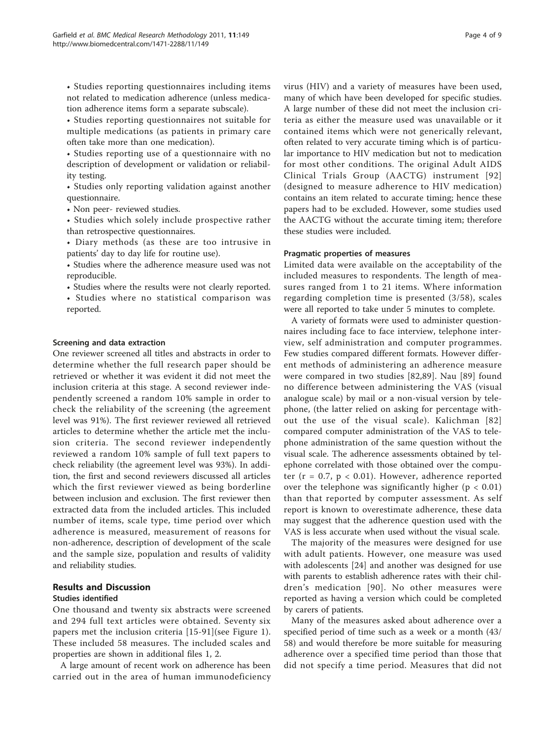- Studies reporting questionnaires including items not related to medication adherence (unless medication adherence items form a separate subscale).
- Studies reporting questionnaires not suitable for multiple medications (as patients in primary care often take more than one medication).
- Studies reporting use of a questionnaire with no description of development or validation or reliability testing.
- Studies only reporting validation against another questionnaire.
- Non peer- reviewed studies.
- Studies which solely include prospective rather than retrospective questionnaires.
- Diary methods (as these are too intrusive in patients' day to day life for routine use).
- Studies where the adherence measure used was not reproducible.
- Studies where the results were not clearly reported.
- Studies where no statistical comparison was reported.

### Screening and data extraction

One reviewer screened all titles and abstracts in order to determine whether the full research paper should be retrieved or whether it was evident it did not meet the inclusion criteria at this stage. A second reviewer independently screened a random 10% sample in order to check the reliability of the screening (the agreement level was 91%). The first reviewer reviewed all retrieved articles to determine whether the article met the inclusion criteria. The second reviewer independently reviewed a random 10% sample of full text papers to check reliability (the agreement level was 93%). In addition, the first and second reviewers discussed all articles which the first reviewer viewed as being borderline between inclusion and exclusion. The first reviewer then extracted data from the included articles. This included number of items, scale type, time period over which adherence is measured, measurement of reasons for non-adherence, description of development of the scale and the sample size, population and results of validity and reliability studies.

## Results and Discussion

### Studies identified

One thousand and twenty six abstracts were screened and 294 full text articles were obtained. Seventy six papers met the inclusion criteria [15-91](see Figure 1). These included 58 measures. The included scales and properties are shown in additional files 1, 2.

A large amount of recent work on adherence has been carried out in the area of human immunodeficiency virus (HIV) and a variety of measures have been used, many of which have been developed for specific studies. A large number of these did not meet the inclusion criteria as either the measure used was unavailable or it contained items which were not generically relevant, often related to very accurate timing which is of particular importance to HIV medication but not to medication for most other conditions. The original Adult AIDS Clinical Trials Group (AACTG) instrument [92] (designed to measure adherence to HIV medication) contains an item related to accurate timing; hence these papers had to be excluded. However, some studies used the AACTG without the accurate timing item; therefore these studies were included.

### Pragmatic properties of measures

Limited data were available on the acceptability of the included measures to respondents. The length of measures ranged from 1 to 21 items. Where information regarding completion time is presented (3/58), scales were all reported to take under 5 minutes to complete.

A variety of formats were used to administer questionnaires including face to face interview, telephone interview, self administration and computer programmes. Few studies compared different formats. However different methods of administering an adherence measure were compared in two studies [82,89]. Nau [89] found no difference between administering the VAS (visual analogue scale) by mail or a non-visual version by telephone, (the latter relied on asking for percentage without the use of the visual scale). Kalichman [82] compared computer administration of the VAS to telephone administration of the same question without the visual scale. The adherence assessments obtained by telephone correlated with those obtained over the computer ($r = 0.7$, $p < 0.01$). However, adherence reported over the telephone was significantly higher ($p < 0.01$) than that reported by computer assessment. As self report is known to overestimate adherence, these data may suggest that the adherence question used with the VAS is less accurate when used without the visual scale.

The majority of the measures were designed for use with adult patients. However, one measure was used with adolescents [24] and another was designed for use with parents to establish adherence rates with their children's medication [90]. No other measures were reported as having a version which could be completed by carers of patients.

Many of the measures asked about adherence over a specified period of time such as a week or a month (43/58) and would therefore be more suitable for measuring adherence over a specified time period than those that did not specify a time period. Measures that did not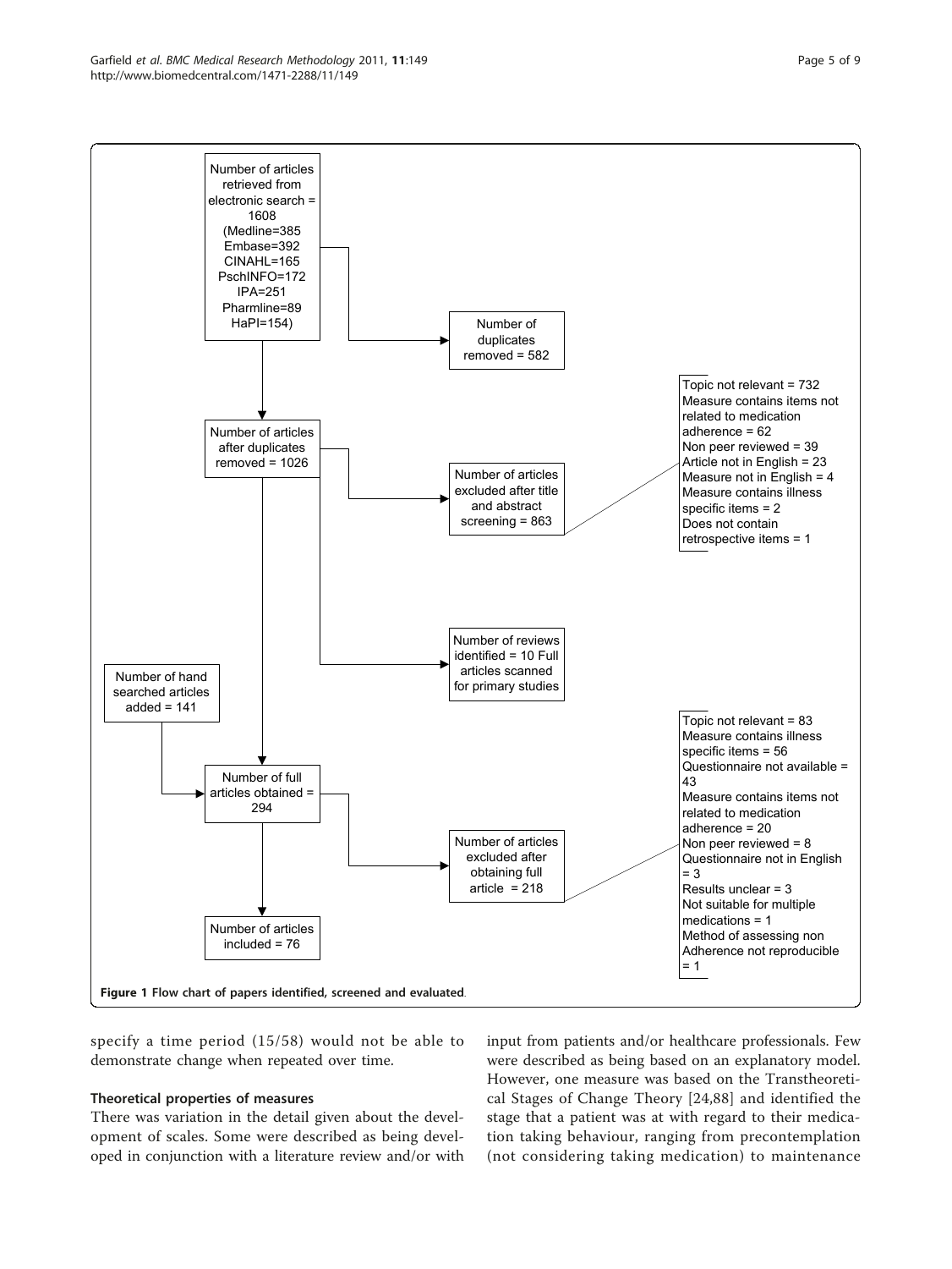Number of articles retrieved from electronic search = 1608 (Medline=385 Embase=392 CINAHL=165 PschINFO=172 IPA=251 Pharmline=89 HaPI=154)

Number of duplicates removed = 582

Number of articles after duplicates removed = 1026

Number of articles excluded after title and abstract screening = 863

- Topic not relevant = 732
- Measure contains items not related to medication adherence = 62
- Non peer reviewed = 39
- Article not in English = 23
- Measure not in English = 4
- Measure contains illness specific items = 2
- Does not contain retrospective items = 1

Number of reviews identified = 10 Full articles scanned for primary studies

Number of hand searched articles added = 141

Number of full articles obtained = 294

Number of articles excluded after obtaining full article = 218

- Topic not relevant = 83
- Measure contains illness specific items = 56
- Questionnaire not available = 43
- Measure contains items not related to medication adherence = 20
- Non peer reviewed = 8
- Questionnaire not in English = 3
- Results unclear = 3
- Not suitable for multiple medications = 1
- Method of assessing non Adherence not reproducible = 1

Number of articles included = 76

**Figure 1 Flow chart of papers identified, screened and evaluated**.

specify a time period (15/58) would not be able to demonstrate change when repeated over time.

### Theoretical properties of measures

There was variation in the detail given about the development of scales. Some were described as being developed in conjunction with a literature review and/or with input from patients and/or healthcare professionals. Few were described as being based on an explanatory model. However, one measure was based on the Transtheoretical Stages of Change Theory [24,88] and identified the stage that a patient was at with regard to their medication taking behaviour, ranging from precontemplation (not considering taking medication) to maintenance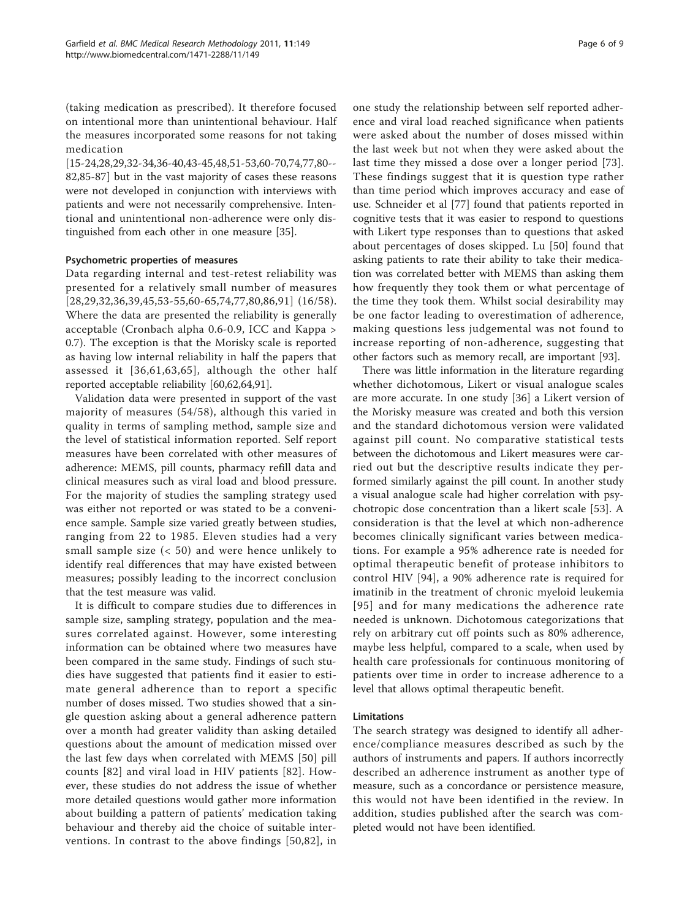(taking medication as prescribed). It therefore focused on intentional more than unintentional behaviour. Half the measures incorporated some reasons for not taking medication [15-24,28,29,32-34,36-40,43-45,48,51-53,60-70,74,77,80--82,85-87] but in the vast majority of cases these reasons were not developed in conjunction with interviews with patients and were not necessarily comprehensive. Intentional and unintentional non-adherence were only distinguished from each other in one measure [35].

#### Psychometric properties of measures

Data regarding internal and test-retest reliability was presented for a relatively small number of measures [28,29,32,36,39,45,53-55,60-65,74,77,80,86,91] (16/58). Where the data are presented the reliability is generally acceptable (Cronbach alpha 0.6-0.9, ICC and Kappa > 0.7). The exception is that the Morisky scale is reported as having low internal reliability in half the papers that assessed it [36,61,63,65], although the other half reported acceptable reliability [60,62,64,91].

Validation data were presented in support of the vast majority of measures (54/58), although this varied in quality in terms of sampling method, sample size and the level of statistical information reported. Self report measures have been correlated with other measures of adherence: MEMS, pill counts, pharmacy refill data and clinical measures such as viral load and blood pressure. For the majority of studies the sampling strategy used was either not reported or was stated to be a convenience sample. Sample size varied greatly between studies, ranging from 22 to 1985. Eleven studies had a very small sample size (< 50) and were hence unlikely to identify real differences that may have existed between measures; possibly leading to the incorrect conclusion that the test measure was valid.

It is difficult to compare studies due to differences in sample size, sampling strategy, population and the measures correlated against. However, some interesting information can be obtained where two measures have been compared in the same study. Findings of such studies have suggested that patients find it easier to estimate general adherence than to report a specific number of doses missed. Two studies showed that a single question asking about a general adherence pattern over a month had greater validity than asking detailed questions about the amount of medication missed over the last few days when correlated with MEMS [50] pill counts [82] and viral load in HIV patients [82]. However, these studies do not address the issue of whether more detailed questions would gather more information about building a pattern of patients' medication taking behaviour and thereby aid the choice of suitable interventions. In contrast to the above findings [50,82], in one study the relationship between self reported adherence and viral load reached significance when patients were asked about the number of doses missed within the last week but not when they were asked about the last time they missed a dose over a longer period [73]. These findings suggest that it is question type rather than time period which improves accuracy and ease of use. Schneider et al [77] found that patients reported in cognitive tests that it was easier to respond to questions with Likert type responses than to questions that asked about percentages of doses skipped. Lu [50] found that asking patients to rate their ability to take their medication was correlated better with MEMS than asking them how frequently they took them or what percentage of the time they took them. Whilst social desirability may be one factor leading to overestimation of adherence, making questions less judgemental was not found to increase reporting of non-adherence, suggesting that other factors such as memory recall, are important [93].

There was little information in the literature regarding whether dichotomous, Likert or visual analogue scales are more accurate. In one study [36] a Likert version of the Morisky measure was created and both this version and the standard dichotomous version were validated against pill count. No comparative statistical tests between the dichotomous and Likert measures were carried out but the descriptive results indicate they performed similarly against the pill count. In another study a visual analogue scale had higher correlation with psychotropic dose concentration than a likert scale [53]. A consideration is that the level at which non-adherence becomes clinically significant varies between medications. For example a 95% adherence rate is needed for optimal therapeutic benefit of protease inhibitors to control HIV [94], a 90% adherence rate is required for imatinib in the treatment of chronic myeloid leukemia [95] and for many medications the adherence rate needed is unknown. Dichotomous categorizations that rely on arbitrary cut off points such as 80% adherence, maybe less helpful, compared to a scale, when used by health care professionals for continuous monitoring of patients over time in order to increase adherence to a level that allows optimal therapeutic benefit.

### Limitations

The search strategy was designed to identify all adherence/compliance measures described as such by the authors of instruments and papers. If authors incorrectly described an adherence instrument as another type of measure, such as a concordance or persistence measure, this would not have been identified in the review. In addition, studies published after the search was completed would not have been identified.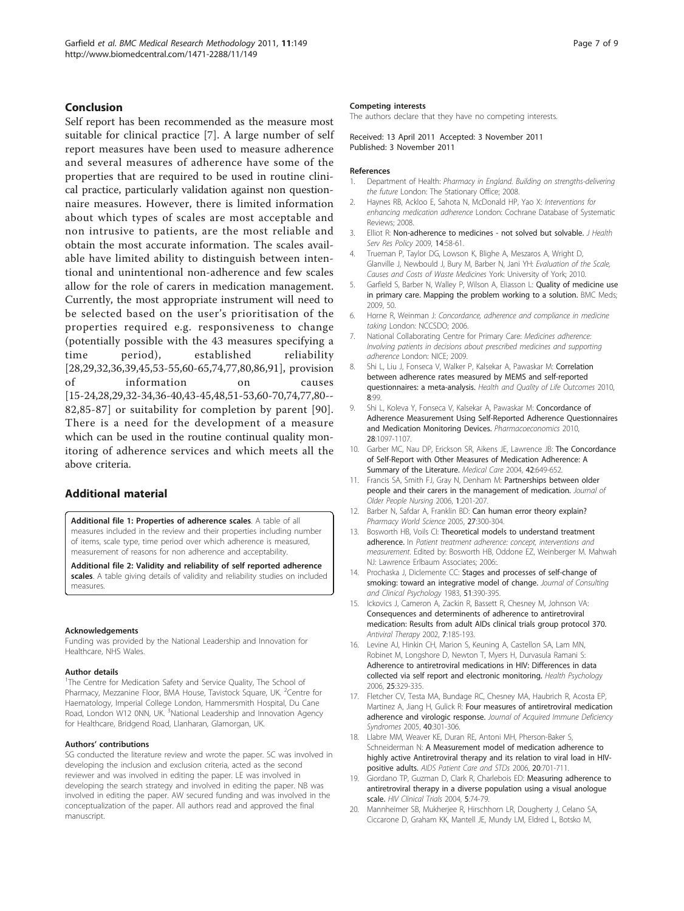## Conclusion

Self report has been recommended as the measure most suitable for clinical practice [7]. A large number of self report measures have been used to measure adherence and several measures of adherence have some of the properties that are required to be used in routine clinical practice, particularly validation against non questionnaire measures. However, there is limited information about which types of scales are most acceptable and non intrusive to patients, are the most reliable and obtain the most accurate information. The scales available have limited ability to distinguish between intentional and unintentional non-adherence and few scales allow for the role of carers in medication management. Currently, the most appropriate instrument will need to be selected based on the user's prioritisation of the properties required e.g. responsiveness to change (potentially possible with the 43 measures specifying a time period), established reliability [28,29,32,36,39,45,53-55,60-65,74,77,80,86,91], provision of information on causes [15-24,28,29,32-34,36-40,43-45,48,51-53,60-70,74,77,80--82,85-87] or suitability for completion by parent [90]. There is a need for the development of a measure which can be used in the routine continual quality monitoring of adherence services and which meets all the above criteria.

## Additional material

**Additional file 1: Properties of adherence scales**. A table of all measures included in the review and their properties including number of items, scale type, time period over which adherence is measured, measurement of reasons for non adherence and acceptability.

**Additional file 2: Validity and reliability of self reported adherence scales**. A table giving details of validity and reliability studies on included measures.

#### Acknowledgements

Funding was provided by the National Leadership and Innovation for Healthcare, NHS Wales.

#### Author details

[1]The Centre for Medication Safety and Service Quality, The School of Pharmacy, Mezzanine Floor, BMA House, Tavistock Square, UK. [2]Centre for Haematology, Imperial College London, Hammersmith Hospital, Du Cane Road, London W12 0NN, UK. [3]National Leadership and Innovation Agency for Healthcare, Bridgend Road, Llanharan, Glamorgan, UK.

#### Authors' contributions

SG conducted the literature review and wrote the paper. SC was involved in developing the inclusion and exclusion criteria, acted as the second reviewer and was involved in editing the paper. LE was involved in developing the search strategy and involved in editing the paper. NB was involved in editing the paper. AW secured funding and was involved in the conceptualization of the paper. All authors read and approved the final manuscript.

#### Competing interests

The authors declare that they have no competing interests.

Received: 13 April 2011 Accepted: 3 November 2011
Published: 3 November 2011

#### References

1. Department of Health: *Pharmacy in England. Building on strengths-delivering the future* London: The Stationary Office; 2008.
2. Haynes RB, Ackloo E, Sahota N, McDonald HP, Yao X: *Interventions for enhancing medication adherence* London: Cochrane Database of Systematic Reviews; 2008.
3. Elliot R: **Non-adherence to medicines - not solved but solvable.** *J Health Serv Res Policy* 2009, **14**:58-61.
4. Trueman P, Taylor DG, Lowson K, Blighe A, Meszaros A, Wright D, Glanville J, Newbould J, Bury M, Barber N, Jani YH: *Evaluation of the Scale, Causes and Costs of Waste Medicines* York: University of York; 2010.
5. Garfield S, Barber N, Walley P, Wilson A, Eliasson L: **Quality of medicine use in primary care. Mapping the problem working to a solution.** BMC Meds; 2009, 50.
6. Horne R, Weinman J: *Concordance, adherence and compliance in medicine taking* London: NCCSDO; 2006.
7. National Collaborating Centre for Primary Care: *Medicines adherence: Involving patients in decisions about prescribed medicines and supporting adherence* London: NICE; 2009.
8. Shi L, Liu J, Fonseca V, Walker P, Kalsekar A, Pawaskar M: **Correlation between adherence rates measured by MEMS and self-reported questionnaires: a meta-analysis.** *Health and Quality of Life Outcomes* 2010, **8**:99.
9. Shi L, Koleva Y, Fonseca V, Kalsekar A, Pawaskar M: **Concordance of Adherence Measurement Using Self-Reported Adherence Questionnaires and Medication Monitoring Devices.** *Pharmacoeconomics* 2010, **28**:1097-1107.
10. Garber MC, Nau DP, Erickson SR, Aikens JE, Lawrence JB: **The Concordance of Self-Report with Other Measures of Medication Adherence: A Summary of the Literature.** *Medical Care* 2004, **42**:649-652.
11. Francis SA, Smith FJ, Gray N, Denham M: **Partnerships between older people and their carers in the management of medication.** *Journal of Older People Nursing* 2006, **1**:201-207.
12. Barber N, Safdar A, Franklin BD: **Can human error theory explain?** *Pharmacy World Science* 2005, **27**:300-304.
13. Bosworth HB, Voils CI: **Theoretical models to understand treatment adherence.** In *Patient treatment adherence: concept, interventions and measurement.* Edited by: Bosworth HB, Oddone EZ, Weinberger M. Mahwah NJ: Lawrence Erlbaum Associates; 2006:.
14. Prochaska J, Diclemente CC: **Stages and processes of self-change of smoking: toward an integrative model of change.** *Journal of Consulting and Clinical Psychology* 1983, **51**:390-395.
15. Ickovics J, Cameron A, Zackin R, Bassett R, Chesney M, Johnson VA: **Consequences and determinents of adherence to antiretroviral medication: Results from adult AIDs clinical trials group protocol 370.** *Antiviral Therapy* 2002, **7**:185-193.
16. Levine AJ, Hinkin CH, Marion S, Keuning A, Castellon SA, Lam MN, Robinet M, Longshore D, Newton T, Myers H, Durvasula Ramani S: **Adherence to antiretroviral medications in HIV: Differences in data collected via self report and electronic monitoring.** *Health Psychology* 2006, **25**:329-335.
17. Fletcher CV, Testa MA, Bundage RC, Chesney MA, Haubrich R, Acosta EP, Martinez A, Jiang H, Gulick R: **Four measures of antiretroviral medication adherence and virologic response.** *Journal of Acquired Immune Deficiency Syndromes* 2005, **40**:301-306.
18. Llabre MM, Weaver KE, Duran RE, Antoni MH, Pherson-Baker S, Schneiderman N: **A Measurement model of medication adherence to highly active Antiretroviral therapy and its relation to viral load in HIV-positive adults.** *AIDS Patient Care and STDs* 2006, **20**:701-711.
19. Giordano TP, Guzman D, Clark R, Charlebois ED: **Measuring adherence to antiretroviral therapy in a diverse population using a visual analogue scale.** *HIV Clinical Trials* 2004, **5**:74-79.
20. Mannheimer SB, Mukherjee R, Hirschhorn LR, Dougherty J, Celano SA, Ciccarone D, Graham KK, Mantell JE, Mundy LM, Eldred L, Botsko M,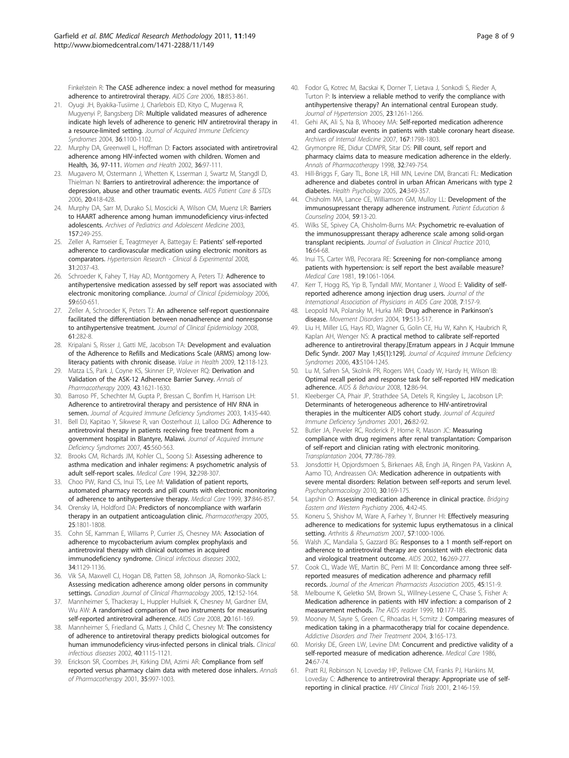Finkelstein R: The CASE adherence index: a novel method for measuring adherence to antiretroviral therapy. *AIDS Care* 2006, 18:853-861.

21. Oyugi JH, Byakika-Tusiime J, Charlebois ED, Kityo C, Mugerwa R, Mugyenyi P, Bangsberg DR: Multiple validated measures of adherence indicate high levels of adherence to generic HIV antiretroviral therapy in a resource-limited setting. *Journal of Acquired Immune Deficiency Syndromes* 2004, 36:1100-1102.
22. Murphy DA, Greenwell L, Hoffman D: Factors associated with antiretroviral adherence among HIV-infected women with children. Women and Health, 36, 97-111. *Women and Health* 2002, 36:97-111.
23. Mugavero M, Ostermann J, Whetten K, Lsserman J, Swartz M, Stangdl D, Thielman N: Barriers to antiretroviral adherence: the importance of depression, abuse and other traumatic events. *AIDS Patient Care & STDs* 2006, 20:418-428.
24. Murphy DA, Sarr M, Durako SJ, Moscicki A, Wilson CM, Muenz LR: Barriers to HAART adherence among human immunodeficiency virus-infected adolescents. *Archives of Pediatrics and Adolescent Medicine* 2003, 157:249-255.
25. Zeller A, Ramseier E, Teagtmeyer A, Battegay E: Patients' self-reported adherence to cardiovascular medication using electronic monitors as comparators. *Hypertension Research - Clinical & Experimental* 2008, 31:2037-43.
26. Schroeder K, Fahey T, Hay AD, Montgomery A, Peters TJ: Adherence to antihypertensive medication assessed by self report was associated with electronic monitoring compliance. *Journal of Clinical Epidemiology* 2006, 59:650-651.
27. Zeller A, Schroeder K, Peters TJ: An adherence self-report questionnaire facilitated the differentiation between nonadherence and nonresponse to antihypertensive treatment. *Journal of Clinical Epidemiology* 2008, 61:282-8.
28. Kripalani S, Risser J, Gatti ME, Jacobson TA: Development and evaluation of the Adherence to Refills and Medications Scale (ARMS) among low-literacy patients with chronic disease. *Value in Health* 2009, 12:118-123.
29. Matza LS, Park J, Coyne KS, Skinner EP, Wolever RQ: Derivation and Validation of the ASK-12 Adherence Barrier Survey. *Annals of Pharmacotherapy* 2009, 43:1621-1630.
30. Barroso PF, Schechter M, Gupta P, Bressan C, Bonfim H, Harrison LH: Adherence to antiretroviral therapy and persistence of HIV RNA in semen. *Journal of Acquired Immune Deficiency Syndromes* 2003, 1:435-440.
31. Bell DJ, Kapitao Y, Sikwese R, van Oosterhout JJ, Lalloo DG: Adherence to antiretroviral therapy in patients receiving free treatment from a government hospital in Blantyre, Malawi. *Journal of Acquired Immune Deficiency Syndromes* 2007, 45:560-563.
32. Brooks CM, Richards JM, Kohler CL, Soong SJ: Assessing adherence to asthma medication and inhaler regimens: A psychometric analysis of adult self-report scales. *Medical Care* 1994, 32:298-307.
33. Choo PW, Rand CS, Inui TS, Lee M: Validation of patient reports, automated pharmacy records and pill counts with electronic monitoring of adherence to antihypertensive therapy. *Medical Care* 1999, 37:846-857.
34. Orensky IA, Holdford DA: Predictors of noncompliance with warfarin therapy in an outpatient anticoagulation clinic. *Pharmacotherapy* 2005, 25:1801-1808.
35. Cohn SE, Kamman E, Wiliams P, Currier JS, Chesney MA: Association of adherence to mycobacterium avium complex prophylaxis and antiretroviral therapy with clinical outcomes in acquired immunodeficiency syndrome. *Clinical infectious diseases* 2002, 34:1129-1136.
36. Vik SA, Maxwell CJ, Hogan DB, Patten SB, Johnson JA, Romonko-Slack L: Assessing medication adherence among older persons in community settings. *Canadian Journal of Clinical Pharmacology* 2005, 12:152-164.
37. Mannheimer S, Thackeray L, Huppler Hullsiek K, Chesney M, Gardner EM, Wu AW: A randomised comparison of two instruments for measuring self-reported antiretroviral adherence. *AIDS Care* 2008, 20:161-169.
38. Mannheimer S, Friedland G, Matts J, Child C, Chesney M: The consistency of adherence to antiretoviral therapy predicts biological outcomes for human immunodeficiency virus-infected persons in clinical trials. *Clinical infectious diseases* 2002, 40:1115-1121.
39. Erickson SR, Coombes JH, Kirking DM, Azimi AR: Compliance from self reported versus pharmacy claim data with metered dose inhalers. *Annals of Pharmacotherapy* 2001, 35:997-1003.
40. Fodor G, Kotrec M, Bacskai K, Dorner T, Lietava J, Sonkodi S, Rieder A, Turton P: Is interview a reliable method to verify the compliance with antihypertensive therapy? An international central European study. *Journal of Hypertension* 2005, 23:1261-1266.
41. Gehi AK, Ali S, Na B, Whooey MA: Self-reported medication adherence and cardiovascular events in patients with stable coronary heart disease. *Archives of Internal Medicine* 2007, 167:1798-1803.
42. Grymonpre RE, Didur CDMPR, Sitar DS: Pill count, self report and pharmacy claims data to measure medication adherence in the elderly. *Annals of Pharmacotherapy* 1998, 32:749-754.
43. Hill-Briggs F, Gary TL, Bone LR, Hill MN, Levine DM, Brancati FL: Medication adherence and diabetes control in urban African Americans with type 2 diabetes. *Health Psychology* 2005, 24:349-357.
44. Chisholm MA, Lance CE, Williamson GM, Mulloy LL: Development of the immunosupressant therapy adherence instrument. *Patient Education & Counseling* 2004, 59:13-20.
45. Wilks SE, Spivey CA, Chisholm-Burns MA: Psychometric re-evaluation of the immunosuppressant therapy adherence scale among solid-organ transplant recipients. *Journal of Evaluation in Clinical Practice* 2010, 16:64-68.
46. Inui TS, Carter WB, Pecorara RE: Screening for non-compliance among patients with hypertension: is self report the best available measure? *Medical Care* 1981, 19:1061-1064.
47. Kerr T, Hogg RS, Yip B, Tyndall MW, Montaner J, Wood E: Validity of self-reported adherence among injection drug users. *Journal of the International Association of Physicians in AIDS Care* 2008, 7:157-9.
48. Leopold NA, Polansky M, Hurka MR: Drug adherence in Parkinson's disease. *Movement Disorders* 2004, 19:513-517.
49. Liu H, Miller LG, Hays RD, Wagner G, Golin CE, Hu W, Kahn K, Haubrich R, Kaplan AH, Wenger NS: A practical method to calibrate self-reported adherence to antiretroviral therapy.[Erratum appears in J Acquir Immune Defic Syndr. 2007 May 1;45(1):129]. *Journal of Acquired Immune Deficiency Syndromes* 2006, 43:S104-1245.
50. Lu M, Safren SA, Skolnik PR, Rogers WH, Coady W, Hardy H, Wilson IB: Optimal recall period and response task for self-reported HIV medication adherence. *AIDS & Behaviour* 2008, 12:86-94.
51. Kleeberger CA, Phair JP, Strathdee SA, Detels R, Kingsley L, Jacobson LP: Determinants of heterogeneous adherence to HIV-antiretroviral therapies in the multicenter AIDS cohort study. *Journal of Acquired Immune Deficiency Syndromes* 2001, 26:82-92.
52. Butler JA, Peveler RC, Roderick P, Horne R, Mason JC: Measuring compliance with drug regimens after renal transplantation: Comparison of self-report and clinician rating with electronic monitoring. *Transplantation* 2004, 77:786-789.
53. Jonsdottir H, Opjordsmoen S, Birkenaes AB, Engh JA, Ringen PA, Vaskinn A, Aamo TO, Andreassen OA: Medication adherence in outpatients with severe mental disorders: Relation between self-reports and serum level. *Psychopharmacology* 2010, 30:169-175.
54. Lapshin O: Assessing medication adherence in clinical practice. *Bridging Eastern and Western Psychiatry* 2006, 4:42-45.
55. Koneru S, Shishov M, Ware A, Farhey Y, Brunner HI: Effectively measuring adherence to medications for systemic lupus erythematosus in a clinical setting. *Arthritis & Rheumatism* 2007, 57:1000-1006.
56. Walsh JC, Mandalia S, Gazzard BG: Responses to a 1 month self-report on adherence to antiretroviral therapy are consistent with electronic data and virological treatment outcome. *AIDS* 2002, 16:269-277.
57. Cook CL, Wade WE, Martin BC, Perri M III: Concordance among three self-reported measures of medication adherence and pharmacy refill records. *Journal of the American Pharmacists Association* 2005, 45:151-9.
58. Melbourne K, Geletko SM, Brown SL, Willney-Lessene C, Chase S, Fisher A: Medication adherence in patients with HIV infection: a comparison of 2 measurement methods. *The AIDS reader* 1999, 10:177-185.
59. Mooney M, Sayre S, Green C, Rhoadas H, Scmitz J: Comparing measures of medication taking in a pharmacotherapy trial for cocaine dependence. *Addictive Disorders and Their Treatment* 2004, 3:165-173.
60. Morisky DE, Green LW, Levine DM: Concurrent and predictive validity of a self-reported measure of medication adherence. *Medical Care* 1986, 24:67-74.
61. Pratt RJ, Robinson N, Loveday HP, Pellowe CM, Franks PJ, Hankins M, Loveday C: Adherence to antiretroviral therapy: Appropriate use of self-reporting in clinical practice. *HIV Clinical Trials* 2001, 2:146-159.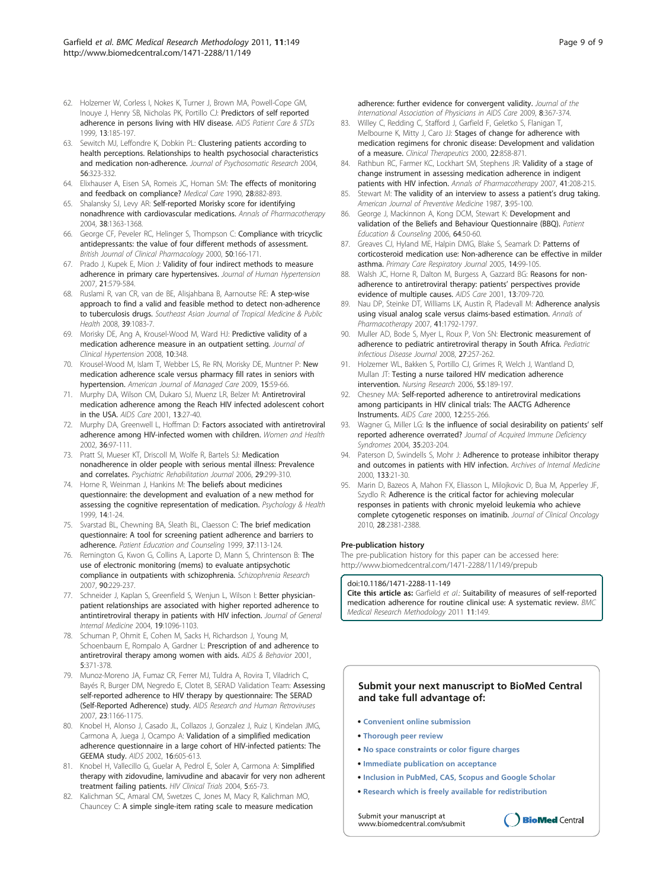62. Holzemer W, Corless I, Nokes K, Turner J, Brown MA, Powell-Cope GM, Inouye J, Henry SB, Nicholas PK, Portillo CJ: **Predictors of self reported adherence in persons living with HIV disease.** *AIDS Patient Care & STDs* 1999, **13**:185-197.
63. Sewitch MJ, Leffondre K, Dobkin PL: **Clustering patients according to health perceptions. Relationships to health psychosocial characteristics and medication non-adherence.** *Journal of Psychosomatic Research* 2004, **56**:323-332.
64. Elixhauser A, Eisen SA, Romeis JC, Homan SM: **The effects of monitoring and feedback on compliance?** *Medical Care* 1990, **28**:882-893.
65. Shalansky SJ, Levy AR: **Self-reported Morisky score for identifying nonadhrence with cardiovascular medications.** *Annals of Pharmacotherapy* 2004, **38**:1363-1368.
66. George CF, Peveler RC, Helinger S, Thompson C: **Compliance with tricyclic antidepressants: the value of four different methods of assessment.** *British Journal of Clinical Pharmacology* 2000, **50**:166-171.
67. Prado J, Kupek E, Mion J: **Validity of four indirect methods to measure adherence in primary care hypertensives.** *Journal of Human Hypertension* 2007, **21**:579-584.
68. Ruslami R, van CR, van de BE, Alisjahbana B, Aarnoutse RE: **A step-wise approach to find a valid and feasible method to detect non-adherence to tuberculosis drugs.** *Southeast Asian Journal of Tropical Medicine & Public Health* 2008, **39**:1083-7.
69. Morisky DE, Ang A, Krousel-Wood M, Ward HJ: **Predictive validity of a medication adherence measure in an outpatient setting.** *Journal of Clinical Hypertension* 2008, **10**:348.
70. Krousel-Wood M, Islam T, Webber LS, Re RN, Morisky DE, Muntner P: **New medication adherence scale versus pharmacy fill rates in seniors with hypertension.** *American Journal of Managed Care* 2009, **15**:59-66.
71. Murphy DA, Wilson CM, Dukaro SJ, Muenz LR, Belzer M: **Antiretroviral medication adherence among the Reach HIV infected adolescent cohort in the USA.** *AIDS Care* 2001, **13**:27-40.
72. Murphy DA, Greenwell L, Hoffman D: **Factors associated with antiretroviral adherence among HIV-infected women with children.** *Women and Health* 2002, **36**:97-111.
73. Pratt SI, Mueser KT, Driscoll M, Wolfe R, Bartels SJ: **Medication nonadherence in older people with serious mental illness: Prevalence and correlates.** *Psychiatric Rehabilitation Journal* 2006, **29**:299-310.
74. Horne R, Weinman J, Hankins M: **The beliefs about medicines questionnaire: the development and evaluation of a new method for assessing the cognitive representation of medication.** *Psychology & Health* 1999, **14**:1-24.
75. Svarstad BL, Chewning BA, Sleath BL, Claesson C: **The brief medication questionnaire: A tool for screening patient adherence and barriers to adherence.** *Patient Education and Counseling* 1999, **37**:113-124.
76. Remington G, Kwon G, Collins A, Laporte D, Mann S, Chrintenson B: **The use of electronic monitoring (mems) to evaluate antipsychotic compliance in outpatients with schizophrenia.** *Schizophrenia Research* 2007, **90**:229-237.
77. Schneider J, Kaplan S, Greenfield S, Wenjun L, Wilson I: **Better physician-patient relationships are associated with higher reported adherence to antintiretroviral therapy in patients with HIV infection.** *Journal of General Internal Medicine* 2004, **19**:1096-1103.
78. Schuman P, Ohmit E, Cohen M, Sacks H, Richardson J, Young M, Schoenbaum E, Rompalo A, Gardner L: **Prescription of and adherence to antiretroviral therapy among women with aids.** *AIDS & Behavior* 2001, **5**:371-378.
79. Munoz-Moreno JA, Fumaz CR, Ferrer MJ, Tuldra A, Rovira T, Viladrich C, Bayés R, Burger DM, Negredo E, Clotet B, SERAD Validation Team: **Assessing self-reported adherence to HIV therapy by questionnaire: The SERAD (Self-Reported Adherence) study.** *AIDS Research and Human Retroviruses* 2007, **23**:1166-1175.
80. Knobel H, Alonso J, Casado JL, Collazos J, Gonzalez J, Ruiz I, Kindelan JMG, Carmona A, Juega J, Ocampo A: **Validation of a simplified medication adherence questionnaire in a large cohort of HIV-infected patients: The GEEMA study.** *AIDS* 2002, **16**:605-613.
81. Knobel H, Vallecillo G, Guelar A, Pedrol E, Soler A, Carmona A: **Simplified therapy with zidovudine, lamivudine and abacavir for very non adherent treatment failing patients.** *HIV Clinical Trials* 2004, **5**:65-73.
82. Kalichman SC, Amaral CM, Swetzes C, Jones M, Macy R, Kalichman MO, Chauncey C: **A simple single-item rating scale to measure medication adherence: further evidence for convergent validity.** *Journal of the International Association of Physicians in AIDS Care* 2009, **8**:367-374.
83. Willey C, Redding C, Stafford J, Garfield F, Geletko S, Flanigan T, Melbourne K, Mitty J, Caro JJ: **Stages of change for adherence with medication regimens for chronic disease: Development and validation of a measure.** *Clinical Therapeutics* 2000, **22**:858-871.
84. Rathbun RC, Farmer KC, Lockhart SM, Stephens JR: **Validity of a stage of change instrument in assessing medication adherence in indigent patients with HIV infection.** *Annals of Pharmacotherapy* 2007, **41**:208-215.
85. Stewart M: **The validity of an interview to assess a patient's drug taking.** *American Journal of Preventive Medicine* 1987, **3**:95-100.
86. George J, Mackinnon A, Kong DCM, Stewart K: **Development and validation of the Beliefs and Behaviour Questionnaire (BBQ).** *Patient Education & Counseling* 2006, **64**:50-60.
87. Greaves CJ, Hyland ME, Halpin DMG, Blake S, Seamark D: **Patterns of corticosteroid medication use: Non-adherence can be effective in milder asthma.** *Primary Care Respiratory Journal* 2005, **14**:99-105.
88. Walsh JC, Horne R, Dalton M, Burgess A, Gazzard BG: **Reasons for non-adherence to antiretroviral therapy: patients' perspectives provide evidence of multiple causes.** *AIDS Care* 2001, **13**:709-720.
89. Nau DP, Steinke DT, Williams LK, Austin R, Pladevall M: **Adherence analysis using visual analog scale versus claims-based estimation.** *Annals of Pharmacotherapy* 2007, **41**:1792-1797.
90. Muller AD, Bode S, Myer L, Roux P, Von SN: **Electronic measurement of adherence to pediatric antiretroviral therapy in South Africa.** *Pediatric Infectious Disease Journal* 2008, **27**:257-262.
91. Holzemer WL, Bakken S, Portillo CJ, Grimes R, Welch J, Wantland D, Mullan JT: **Testing a nurse tailored HIV medication adherence intervention.** *Nursing Research* 2006, **55**:189-197.
92. Chesney MA: **Self-reported adherence to antiretroviral medications among participants in HIV clinical trials: The AACTG Adherence Instruments.** *AIDS Care* 2000, **12**:255-266.
93. Wagner G, Miller LG: **Is the influence of social desirability on patients' self reported adherence overrated?** *Journal of Acquired Immune Deficiency Syndromes* 2004, **35**:203-204.
94. Paterson D, Swindells S, Mohr J: **Adherence to protease inhibitor therapy and outcomes in patients with HIV infection.** *Archives of Internal Medicine* 2000, **133**:21-30.
95. Marin D, Bazeos A, Mahon FX, Eliasson L, Milojkovic D, Bua M, Apperley JF, Szydlo R: **Adherence is the critical factor for achieving molecular responses in patients with chronic myeloid leukemia who achieve complete cytogenetic responses on imatinib.** *Journal of Clinical Oncology* 2010, **28**:2381-2388.

### Pre-publication history

The pre-publication history for this paper can be accessed here:
http://www.biomedcentral.com/1471-2288/11/149/prepub

doi:10.1186/1471-2288-11-149

**Cite this article as:** Garfield *et al.*: Suitability of measures of self-reported medication adherence for routine clinical use: A systematic review. *BMC Medical Research Methodology* 2011 **11**:149.

**Submit your next manuscript to BioMed Central and take full advantage of:**

- Convenient online submission
- Thorough peer review
- No space constraints or color figure charges
- Immediate publication on acceptance
- Inclusion in PubMed, CAS, Scopus and Google Scholar
- Research which is freely available for redistribution

Submit your manuscript at
www.biomedcentral.com/submit

BioMed Central